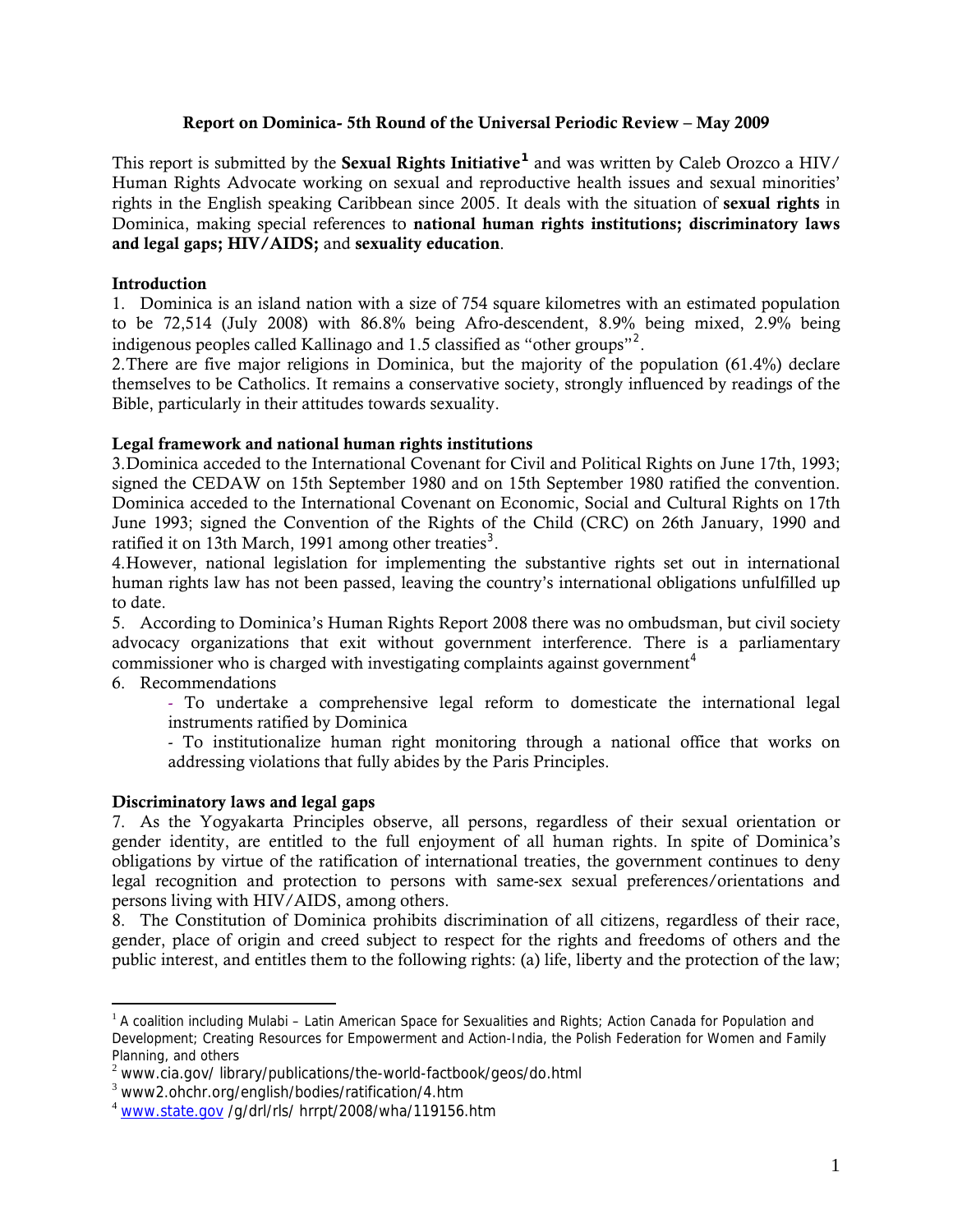# Report on Dominica- 5th Round of the Universal Periodic Review – May 2009

This report is submitted by the **Sexual Rights Initiative**[1] and was written by Caleb Orozco a HIV/ Human Rights Advocate working on sexual and reproductive health issues and sexual minorities' rights in the English speaking Caribbean since 2005. It deals with the situation of **sexual rights** in Dominica, making special references to **national human rights institutions; discriminatory laws and legal gaps; HIV/AIDS;** and **sexuality education**.

## Introduction

1. Dominica is an island nation with a size of 754 square kilometres with an estimated population to be 72,514 (July 2008) with 86.8% being Afro-descendent, 8.9% being mixed, 2.9% being indigenous peoples called Kallinago and 1.5 classified as "other groups"[2].

2. There are five major religions in Dominica, but the majority of the population (61.4%) declare themselves to be Catholics. It remains a conservative society, strongly influenced by readings of the Bible, particularly in their attitudes towards sexuality.

## Legal framework and national human rights institutions

3. Dominica acceded to the International Covenant for Civil and Political Rights on June 17th, 1993; signed the CEDAW on 15th September 1980 and on 15th September 1980 ratified the convention. Dominica acceded to the International Covenant on Economic, Social and Cultural Rights on 17th June 1993; signed the Convention of the Rights of the Child (CRC) on 26th January, 1990 and ratified it on 13th March, 1991 among other treaties[3].

4. However, national legislation for implementing the substantive rights set out in international human rights law has not been passed, leaving the country's international obligations unfulfilled up to date.

5. According to Dominica's Human Rights Report 2008 there was no ombudsman, but civil society advocacy organizations that exit without government interference. There is a parliamentary commissioner who is charged with investigating complaints against government[4]

6. Recommendations

   - To undertake a comprehensive legal reform to domesticate the international legal instruments ratified by Dominica
   - To institutionalize human right monitoring through a national office that works on addressing violations that fully abides by the Paris Principles.

## Discriminatory laws and legal gaps

7. As the Yogyakarta Principles observe, all persons, regardless of their sexual orientation or gender identity, are entitled to the full enjoyment of all human rights. In spite of Dominica's obligations by virtue of the ratification of international treaties, the government continues to deny legal recognition and protection to persons with same-sex sexual preferences/orientations and persons living with HIV/AIDS, among others.

8. The Constitution of Dominica prohibits discrimination of all citizens, regardless of their race, gender, place of origin and creed subject to respect for the rights and freedoms of others and the public interest, and entitles them to the following rights: (a) life, liberty and the protection of the law;

---

[1] A coalition including Mulabi – Latin American Space for Sexualities and Rights; Action Canada for Population and Development; Creating Resources for Empowerment and Action-India, the Polish Federation for Women and Family Planning, and others

[2] www.cia.gov/ library/publications/the-world-factbook/geos/do.html

[3] www2.ohchr.org/english/bodies/ratification/4.htm

[4] www.state.gov /g/drl/rls/ hrrpt/2008/wha/119156.htm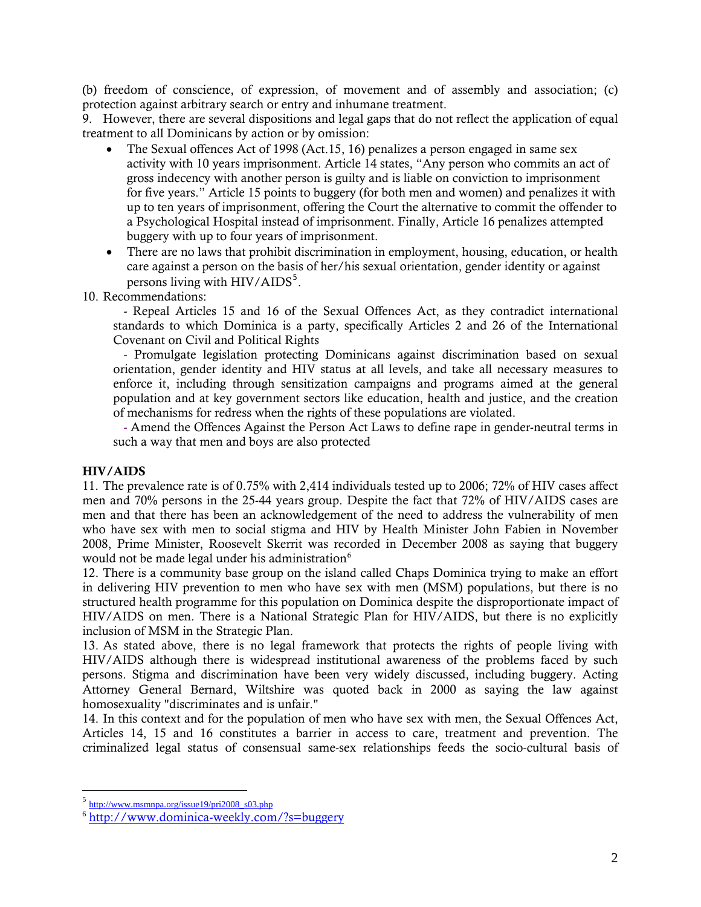(b) freedom of conscience, of expression, of movement and of assembly and association; (c) protection against arbitrary search or entry and inhumane treatment.

9. However, there are several dispositions and legal gaps that do not reflect the application of equal treatment to all Dominicans by action or by omission:

- The Sexual offences Act of 1998 (Act.15, 16) penalizes a person engaged in same sex activity with 10 years imprisonment. Article 14 states, "Any person who commits an act of gross indecency with another person is guilty and is liable on conviction to imprisonment for five years." Article 15 points to buggery (for both men and women) and penalizes it with up to ten years of imprisonment, offering the Court the alternative to commit the offender to a Psychological Hospital instead of imprisonment. Finally, Article 16 penalizes attempted buggery with up to four years of imprisonment.
- There are no laws that prohibit discrimination in employment, housing, education, or health care against a person on the basis of her/his sexual orientation, gender identity or against persons living with HIV/AIDS[5].

10. Recommendations:

- Repeal Articles 15 and 16 of the Sexual Offences Act, as they contradict international standards to which Dominica is a party, specifically Articles 2 and 26 of the International Covenant on Civil and Political Rights
- Promulgate legislation protecting Dominicans against discrimination based on sexual orientation, gender identity and HIV status at all levels, and take all necessary measures to enforce it, including through sensitization campaigns and programs aimed at the general population and at key government sectors like education, health and justice, and the creation of mechanisms for redress when the rights of these populations are violated.
- Amend the Offences Against the Person Act Laws to define rape in gender-neutral terms in such a way that men and boys are also protected

**HIV/AIDS**

11. The prevalence rate is of 0.75% with 2,414 individuals tested up to 2006; 72% of HIV cases affect men and 70% persons in the 25-44 years group. Despite the fact that 72% of HIV/AIDS cases are men and that there has been an acknowledgement of the need to address the vulnerability of men who have sex with men to social stigma and HIV by Health Minister John Fabien in November 2008, Prime Minister, Roosevelt Skerrit was recorded in December 2008 as saying that buggery would not be made legal under his administration[6]

12. There is a community base group on the island called Chaps Dominica trying to make an effort in delivering HIV prevention to men who have sex with men (MSM) populations, but there is no structured health programme for this population on Dominica despite the disproportionate impact of HIV/AIDS on men. There is a National Strategic Plan for HIV/AIDS, but there is no explicitly inclusion of MSM in the Strategic Plan.

13. As stated above, there is no legal framework that protects the rights of people living with HIV/AIDS although there is widespread institutional awareness of the problems faced by such persons. Stigma and discrimination have been very widely discussed, including buggery. Acting Attorney General Bernard, Wiltshire was quoted back in 2000 as saying the law against homosexuality "discriminates and is unfair."

14. In this context and for the population of men who have sex with men, the Sexual Offences Act, Articles 14, 15 and 16 constitutes a barrier in access to care, treatment and prevention. The criminalized legal status of consensual same-sex relationships feeds the socio-cultural basis of

---

[5] http://www.msmnpa.org/issue19/pri2008_s03.php

[6] http://www.dominica-weekly.com/?s=buggery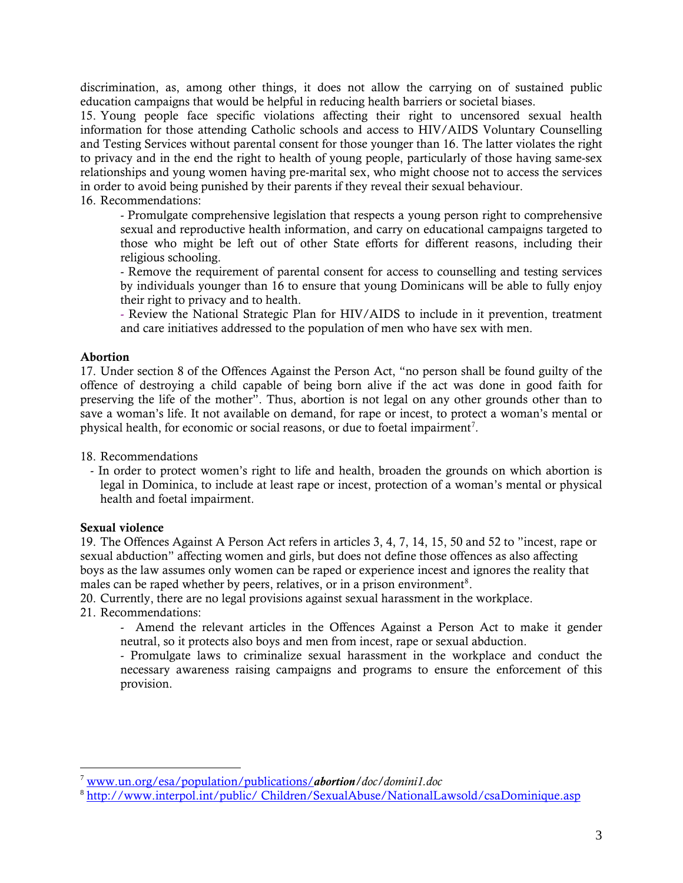discrimination, as, among other things, it does not allow the carrying on of sustained public education campaigns that would be helpful in reducing health barriers or societal biases.

15. Young people face specific violations affecting their right to uncensored sexual health information for those attending Catholic schools and access to HIV/AIDS Voluntary Counselling and Testing Services without parental consent for those younger than 16. The latter violates the right to privacy and in the end the right to health of young people, particularly of those having same-sex relationships and young women having pre-marital sex, who might choose not to access the services in order to avoid being punished by their parents if they reveal their sexual behaviour.

16. Recommendations:

- Promulgate comprehensive legislation that respects a young person right to comprehensive sexual and reproductive health information, and carry on educational campaigns targeted to those who might be left out of other State efforts for different reasons, including their religious schooling.
- Remove the requirement of parental consent for access to counselling and testing services by individuals younger than 16 to ensure that young Dominicans will be able to fully enjoy their right to privacy and to health.
- Review the National Strategic Plan for HIV/AIDS to include in it prevention, treatment and care initiatives addressed to the population of men who have sex with men.

**Abortion**

17. Under section 8 of the Offences Against the Person Act, "no person shall be found guilty of the offence of destroying a child capable of being born alive if the act was done in good faith for preserving the life of the mother". Thus, abortion is not legal on any other grounds other than to save a woman's life. It not available on demand, for rape or incest, to protect a woman's mental or physical health, for economic or social reasons, or due to foetal impairment[7].

18. Recommendations

- In order to protect women's right to life and health, broaden the grounds on which abortion is legal in Dominica, to include at least rape or incest, protection of a woman's mental or physical health and foetal impairment.

**Sexual violence**

19. The Offences Against A Person Act refers in articles 3, 4, 7, 14, 15, 50 and 52 to "incest, rape or sexual abduction" affecting women and girls, but does not define those offences as also affecting boys as the law assumes only women can be raped or experience incest and ignores the reality that males can be raped whether by peers, relatives, or in a prison environment[8].

20. Currently, there are no legal provisions against sexual harassment in the workplace.

21. Recommendations:

- Amend the relevant articles in the Offences Against a Person Act to make it gender neutral, so it protects also boys and men from incest, rape or sexual abduction.
- Promulgate laws to criminalize sexual harassment in the workplace and conduct the necessary awareness raising campaigns and programs to ensure the enforcement of this provision.

---

[7] www.un.org/esa/population/publications/***abortion****/doc/domini1.doc*

[8] http://www.interpol.int/public/ Children/SexualAbuse/NationalLawsold/csaDominique.asp